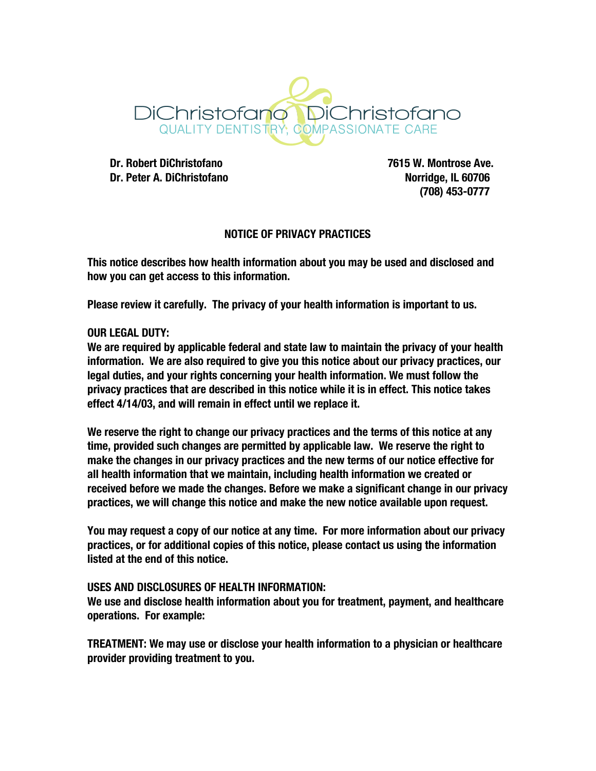DiChristofano & DiChristofano
QUALITY DENTISTRY, COMPASSIONATE CARE

**Dr. Robert DiChristofano**
**Dr. Peter A. DiChristofano**

**7615 W. Montrose Ave.**
**Norridge, IL 60706**
**(708) 453-0777**

## NOTICE OF PRIVACY PRACTICES

**This notice describes how health information about you may be used and disclosed and how you can get access to this information.**

**Please review it carefully. The privacy of your health information is important to us.**

**OUR LEGAL DUTY:**
**We are required by applicable federal and state law to maintain the privacy of your health information. We are also required to give you this notice about our privacy practices, our legal duties, and your rights concerning your health information. We must follow the privacy practices that are described in this notice while it is in effect. This notice takes effect 4/14/03, and will remain in effect until we replace it.**

**We reserve the right to change our privacy practices and the terms of this notice at any time, provided such changes are permitted by applicable law. We reserve the right to make the changes in our privacy practices and the new terms of our notice effective for all health information that we maintain, including health information we created or received before we made the changes. Before we make a significant change in our privacy practices, we will change this notice and make the new notice available upon request.**

**You may request a copy of our notice at any time. For more information about our privacy practices, or for additional copies of this notice, please contact us using the information listed at the end of this notice.**

**USES AND DISCLOSURES OF HEALTH INFORMATION:**
**We use and disclose health information about you for treatment, payment, and healthcare operations. For example:**

**TREATMENT: We may use or disclose your health information to a physician or healthcare provider providing treatment to you.**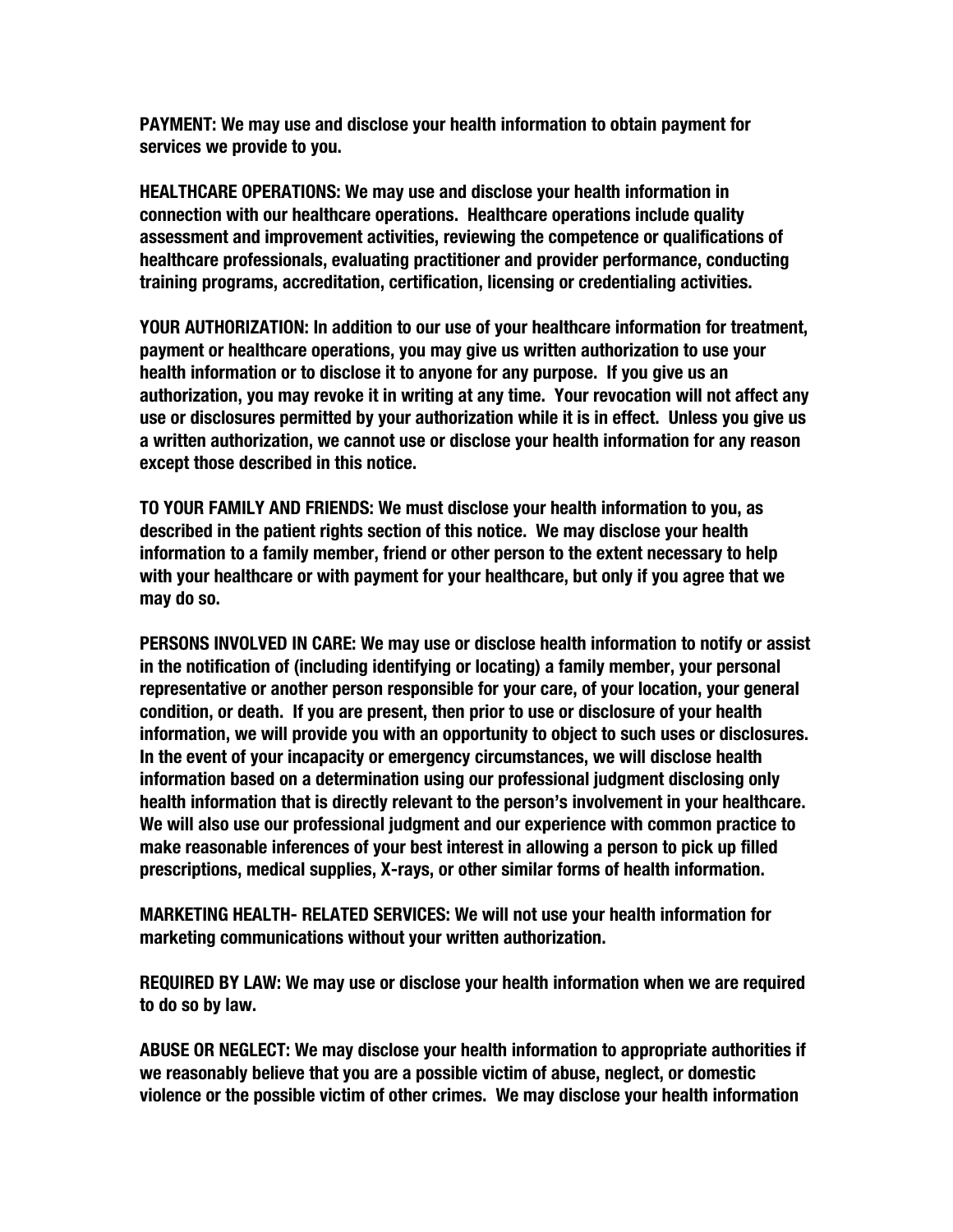**PAYMENT: We may use and disclose your health information to obtain payment for services we provide to you.**

**HEALTHCARE OPERATIONS: We may use and disclose your health information in connection with our healthcare operations. Healthcare operations include quality assessment and improvement activities, reviewing the competence or qualifications of healthcare professionals, evaluating practitioner and provider performance, conducting training programs, accreditation, certification, licensing or credentialing activities.**

**YOUR AUTHORIZATION: In addition to our use of your healthcare information for treatment, payment or healthcare operations, you may give us written authorization to use your health information or to disclose it to anyone for any purpose. If you give us an authorization, you may revoke it in writing at any time. Your revocation will not affect any use or disclosures permitted by your authorization while it is in effect. Unless you give us a written authorization, we cannot use or disclose your health information for any reason except those described in this notice.**

**TO YOUR FAMILY AND FRIENDS: We must disclose your health information to you, as described in the patient rights section of this notice. We may disclose your health information to a family member, friend or other person to the extent necessary to help with your healthcare or with payment for your healthcare, but only if you agree that we may do so.**

**PERSONS INVOLVED IN CARE: We may use or disclose health information to notify or assist in the notification of (including identifying or locating) a family member, your personal representative or another person responsible for your care, of your location, your general condition, or death. If you are present, then prior to use or disclosure of your health information, we will provide you with an opportunity to object to such uses or disclosures. In the event of your incapacity or emergency circumstances, we will disclose health information based on a determination using our professional judgment disclosing only health information that is directly relevant to the person's involvement in your healthcare. We will also use our professional judgment and our experience with common practice to make reasonable inferences of your best interest in allowing a person to pick up filled prescriptions, medical supplies, X-rays, or other similar forms of health information.**

**MARKETING HEALTH- RELATED SERVICES: We will not use your health information for marketing communications without your written authorization.**

**REQUIRED BY LAW: We may use or disclose your health information when we are required to do so by law.**

**ABUSE OR NEGLECT: We may disclose your health information to appropriate authorities if we reasonably believe that you are a possible victim of abuse, neglect, or domestic violence or the possible victim of other crimes. We may disclose your health information**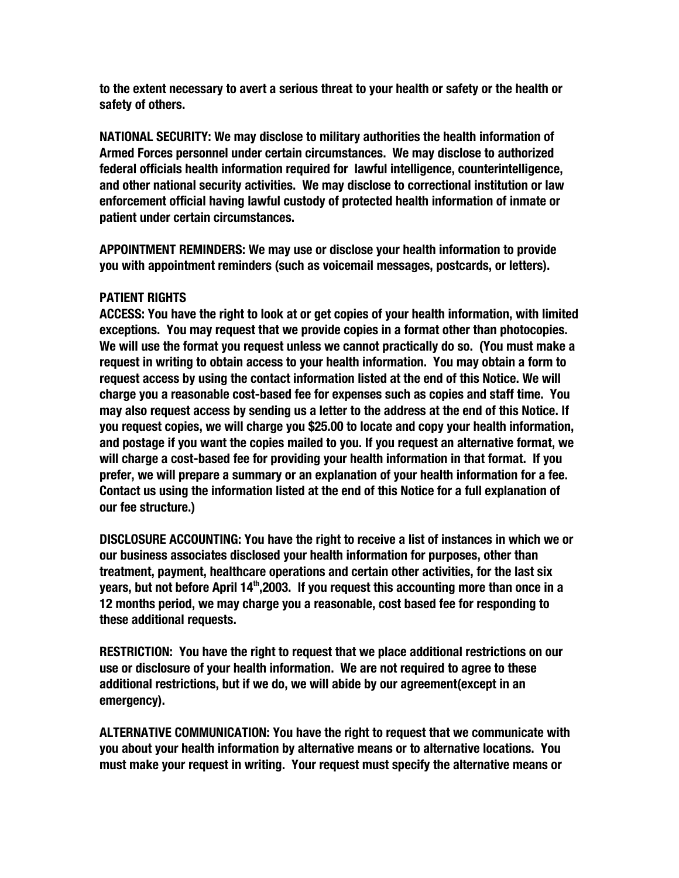**to the extent necessary to avert a serious threat to your health or safety or the health or safety of others.**

**NATIONAL SECURITY: We may disclose to military authorities the health information of Armed Forces personnel under certain circumstances. We may disclose to authorized federal officials health information required for lawful intelligence, counterintelligence, and other national security activities. We may disclose to correctional institution or law enforcement official having lawful custody of protected health information of inmate or patient under certain circumstances.**

**APPOINTMENT REMINDERS: We may use or disclose your health information to provide you with appointment reminders (such as voicemail messages, postcards, or letters).**

**PATIENT RIGHTS**

**ACCESS: You have the right to look at or get copies of your health information, with limited exceptions. You may request that we provide copies in a format other than photocopies. We will use the format you request unless we cannot practically do so. (You must make a request in writing to obtain access to your health information. You may obtain a form to request access by using the contact information listed at the end of this Notice. We will charge you a reasonable cost-based fee for expenses such as copies and staff time. You may also request access by sending us a letter to the address at the end of this Notice. If you request copies, we will charge you $25.00 to locate and copy your health information, and postage if you want the copies mailed to you. If you request an alternative format, we will charge a cost-based fee for providing your health information in that format. If you prefer, we will prepare a summary or an explanation of your health information for a fee. Contact us using the information listed at the end of this Notice for a full explanation of our fee structure.)**

**DISCLOSURE ACCOUNTING: You have the right to receive a list of instances in which we or our business associates disclosed your health information for purposes, other than treatment, payment, healthcare operations and certain other activities, for the last six years, but not before April 14th,2003. If you request this accounting more than once in a 12 months period, we may charge you a reasonable, cost based fee for responding to these additional requests.**

**RESTRICTION: You have the right to request that we place additional restrictions on our use or disclosure of your health information. We are not required to agree to these additional restrictions, but if we do, we will abide by our agreement(except in an emergency).**

**ALTERNATIVE COMMUNICATION: You have the right to request that we communicate with you about your health information by alternative means or to alternative locations. You must make your request in writing. Your request must specify the alternative means or**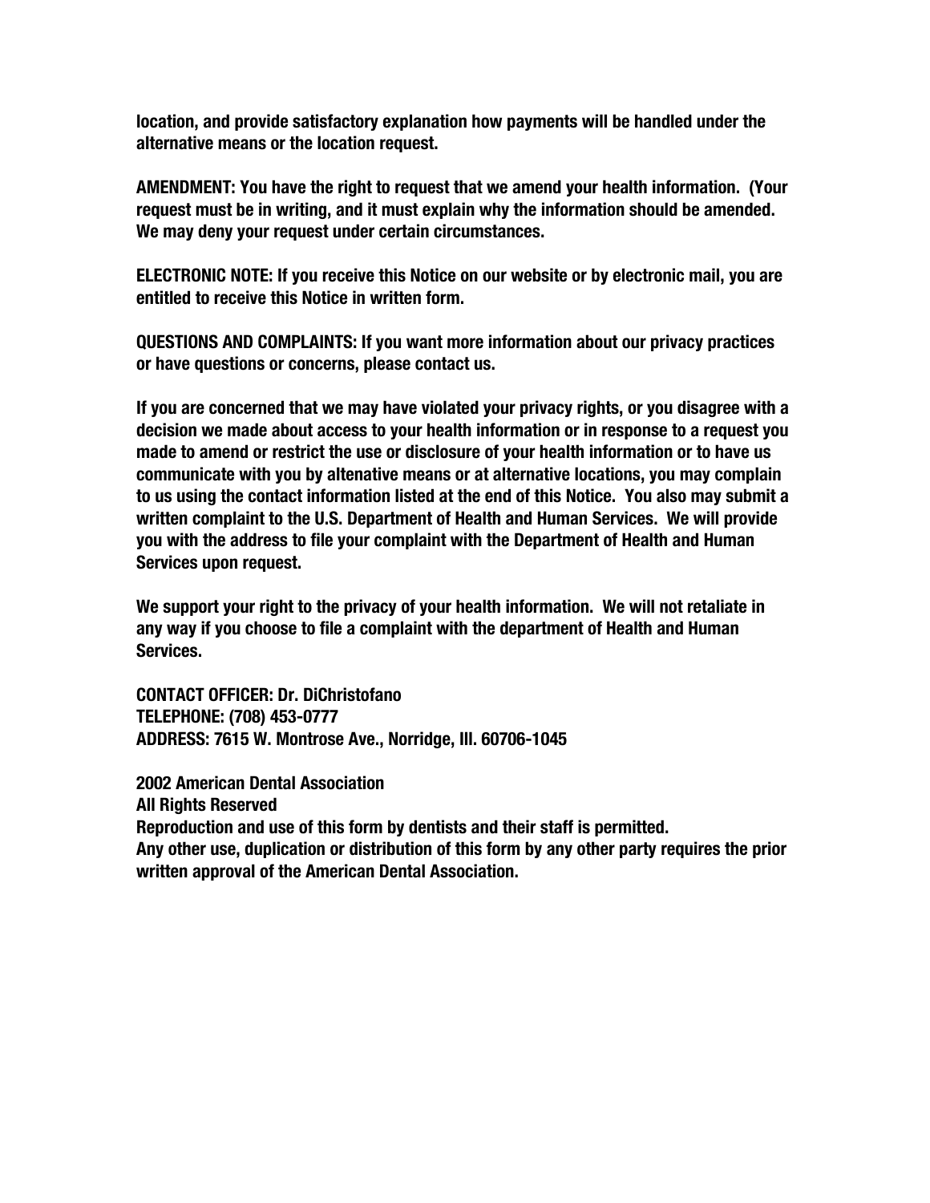**location, and provide satisfactory explanation how payments will be handled under the alternative means or the location request.**

**AMENDMENT: You have the right to request that we amend your health information. (Your request must be in writing, and it must explain why the information should be amended. We may deny your request under certain circumstances.**

**ELECTRONIC NOTE: If you receive this Notice on our website or by electronic mail, you are entitled to receive this Notice in written form.**

**QUESTIONS AND COMPLAINTS: If you want more information about our privacy practices or have questions or concerns, please contact us.**

**If you are concerned that we may have violated your privacy rights, or you disagree with a decision we made about access to your health information or in response to a request you made to amend or restrict the use or disclosure of your health information or to have us communicate with you by altenative means or at alternative locations, you may complain to us using the contact information listed at the end of this Notice. You also may submit a written complaint to the U.S. Department of Health and Human Services. We will provide you with the address to file your complaint with the Department of Health and Human Services upon request.**

**We support your right to the privacy of your health information. We will not retaliate in any way if you choose to file a complaint with the department of Health and Human Services.**

**CONTACT OFFICER: Dr. DiChristofano**
**TELEPHONE: (708) 453-0777**
**ADDRESS: 7615 W. Montrose Ave., Norridge, Ill. 60706-1045**

**2002 American Dental Association**
**All Rights Reserved**
**Reproduction and use of this form by dentists and their staff is permitted.**
**Any other use, duplication or distribution of this form by any other party requires the prior written approval of the American Dental Association.**